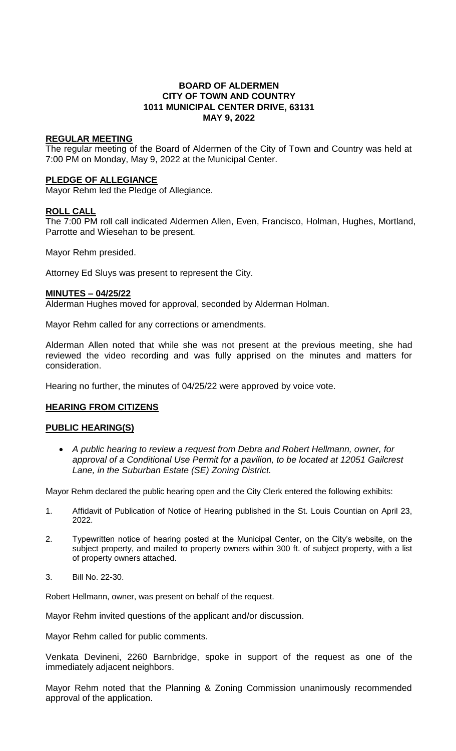# BOARD OF ALDERMEN
# CITY OF TOWN AND COUNTRY
# 1011 MUNICIPAL CENTER DRIVE, 63131
# MAY 9, 2022

## REGULAR MEETING

The regular meeting of the Board of Aldermen of the City of Town and Country was held at 7:00 PM on Monday, May 9, 2022 at the Municipal Center.

## PLEDGE OF ALLEGIANCE

Mayor Rehm led the Pledge of Allegiance.

## ROLL CALL

The 7:00 PM roll call indicated Aldermen Allen, Even, Francisco, Holman, Hughes, Mortland, Parrotte and Wiesehan to be present.

Mayor Rehm presided.

Attorney Ed Sluys was present to represent the City.

## MINUTES – 04/25/22

Alderman Hughes moved for approval, seconded by Alderman Holman.

Mayor Rehm called for any corrections or amendments.

Alderman Allen noted that while she was not present at the previous meeting, she had reviewed the video recording and was fully apprised on the minutes and matters for consideration.

Hearing no further, the minutes of 04/25/22 were approved by voice vote.

## HEARING FROM CITIZENS

## PUBLIC HEARING(S)

- *A public hearing to review a request from Debra and Robert Hellmann, owner, for approval of a Conditional Use Permit for a pavilion, to be located at 12051 Gailcrest Lane, in the Suburban Estate (SE) Zoning District.*

Mayor Rehm declared the public hearing open and the City Clerk entered the following exhibits:

1. Affidavit of Publication of Notice of Hearing published in the St. Louis Countian on April 23, 2022.
2. Typewritten notice of hearing posted at the Municipal Center, on the City's website, on the subject property, and mailed to property owners within 300 ft. of subject property, with a list of property owners attached.
3. Bill No. 22-30.

Robert Hellmann, owner, was present on behalf of the request.

Mayor Rehm invited questions of the applicant and/or discussion.

Mayor Rehm called for public comments.

Venkata Devineni, 2260 Barnbridge, spoke in support of the request as one of the immediately adjacent neighbors.

Mayor Rehm noted that the Planning & Zoning Commission unanimously recommended approval of the application.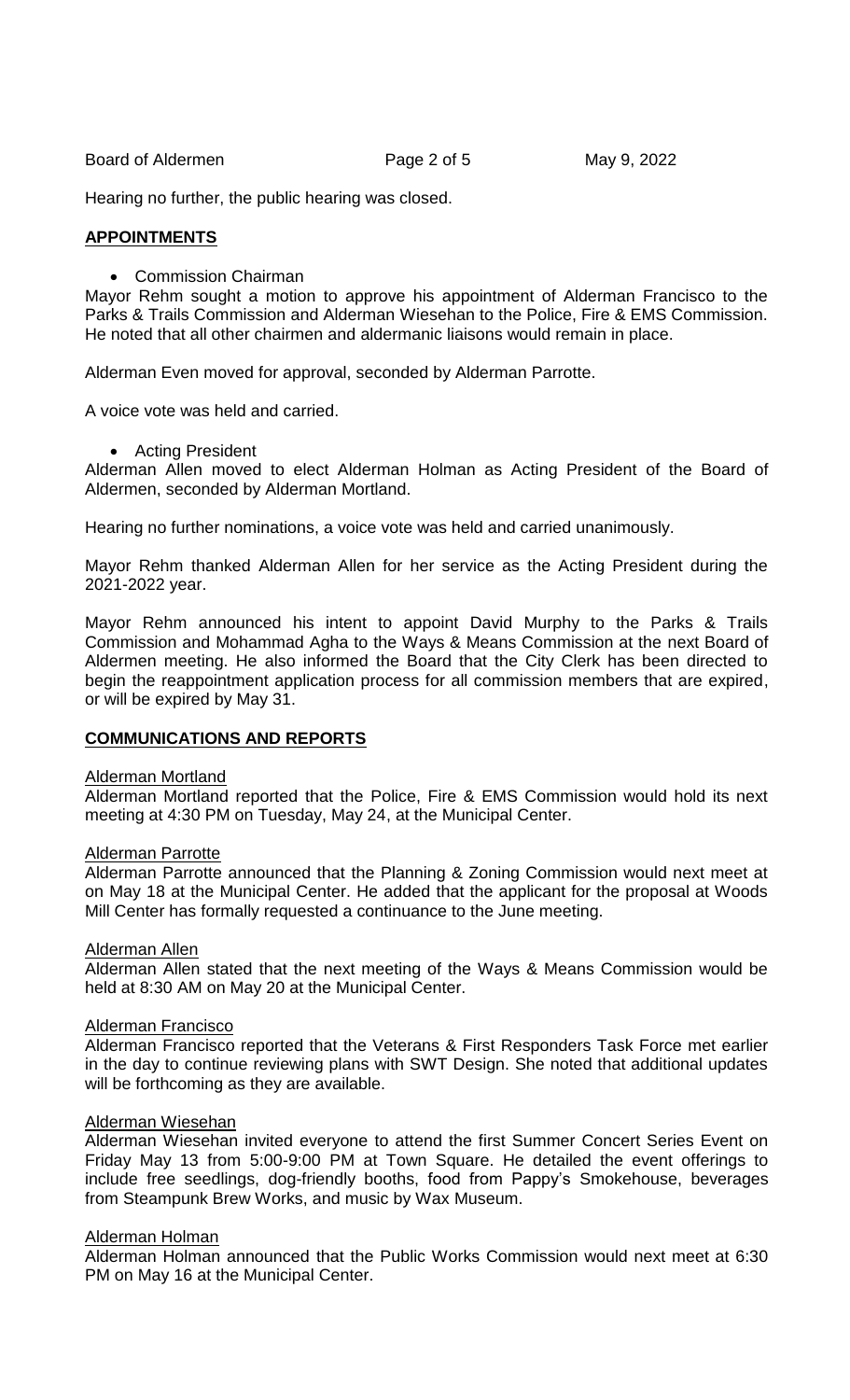Hearing no further, the public hearing was closed.

## APPOINTMENTS

- Commission Chairman

Mayor Rehm sought a motion to approve his appointment of Alderman Francisco to the Parks & Trails Commission and Alderman Wiesehan to the Police, Fire & EMS Commission. He noted that all other chairmen and aldermanic liaisons would remain in place.

Alderman Even moved for approval, seconded by Alderman Parrotte.

A voice vote was held and carried.

- Acting President

Alderman Allen moved to elect Alderman Holman as Acting President of the Board of Aldermen, seconded by Alderman Mortland.

Hearing no further nominations, a voice vote was held and carried unanimously.

Mayor Rehm thanked Alderman Allen for her service as the Acting President during the 2021-2022 year.

Mayor Rehm announced his intent to appoint David Murphy to the Parks & Trails Commission and Mohammad Agha to the Ways & Means Commission at the next Board of Aldermen meeting. He also informed the Board that the City Clerk has been directed to begin the reappointment application process for all commission members that are expired, or will be expired by May 31.

## COMMUNICATIONS AND REPORTS

### Alderman Mortland

Alderman Mortland reported that the Police, Fire & EMS Commission would hold its next meeting at 4:30 PM on Tuesday, May 24, at the Municipal Center.

### Alderman Parrotte

Alderman Parrotte announced that the Planning & Zoning Commission would next meet at on May 18 at the Municipal Center. He added that the applicant for the proposal at Woods Mill Center has formally requested a continuance to the June meeting.

### Alderman Allen

Alderman Allen stated that the next meeting of the Ways & Means Commission would be held at 8:30 AM on May 20 at the Municipal Center.

### Alderman Francisco

Alderman Francisco reported that the Veterans & First Responders Task Force met earlier in the day to continue reviewing plans with SWT Design. She noted that additional updates will be forthcoming as they are available.

### Alderman Wiesehan

Alderman Wiesehan invited everyone to attend the first Summer Concert Series Event on Friday May 13 from 5:00-9:00 PM at Town Square. He detailed the event offerings to include free seedlings, dog-friendly booths, food from Pappy's Smokehouse, beverages from Steampunk Brew Works, and music by Wax Museum.

### Alderman Holman

Alderman Holman announced that the Public Works Commission would next meet at 6:30 PM on May 16 at the Municipal Center.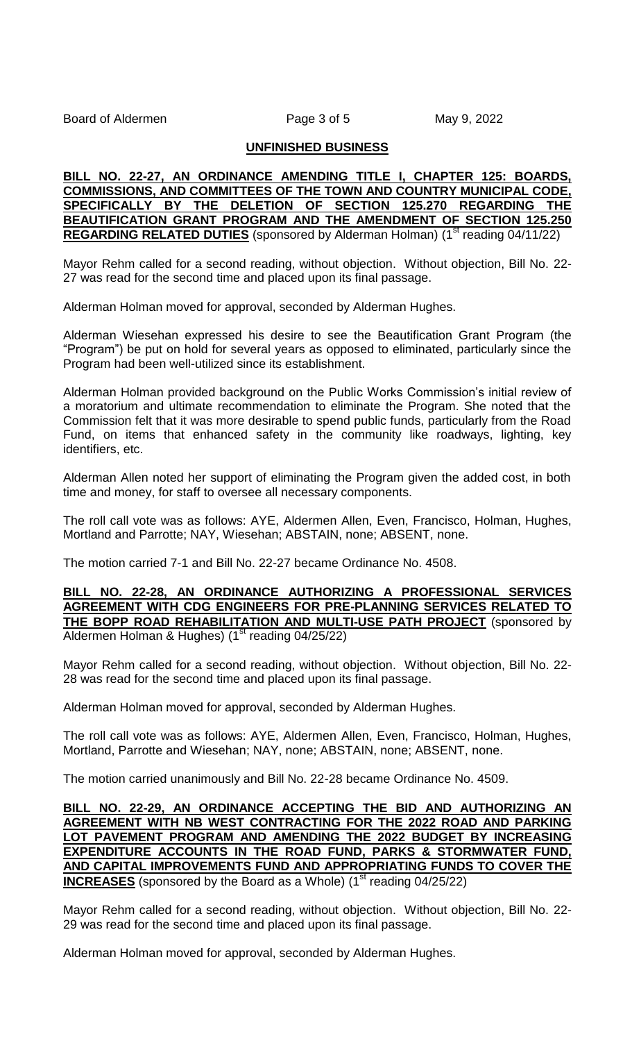## UNFINISHED BUSINESS

**BILL NO. 22-27, AN ORDINANCE AMENDING TITLE I, CHAPTER 125: BOARDS, COMMISSIONS, AND COMMITTEES OF THE TOWN AND COUNTRY MUNICIPAL CODE, SPECIFICALLY BY THE DELETION OF SECTION 125.270 REGARDING THE BEAUTIFICATION GRANT PROGRAM AND THE AMENDMENT OF SECTION 125.250 REGARDING RELATED DUTIES** (sponsored by Alderman Holman) (1st reading 04/11/22)

Mayor Rehm called for a second reading, without objection. Without objection, Bill No. 22-27 was read for the second time and placed upon its final passage.

Alderman Holman moved for approval, seconded by Alderman Hughes.

Alderman Wiesehan expressed his desire to see the Beautification Grant Program (the "Program") be put on hold for several years as opposed to eliminated, particularly since the Program had been well-utilized since its establishment.

Alderman Holman provided background on the Public Works Commission's initial review of a moratorium and ultimate recommendation to eliminate the Program. She noted that the Commission felt that it was more desirable to spend public funds, particularly from the Road Fund, on items that enhanced safety in the community like roadways, lighting, key identifiers, etc.

Alderman Allen noted her support of eliminating the Program given the added cost, in both time and money, for staff to oversee all necessary components.

The roll call vote was as follows: AYE, Aldermen Allen, Even, Francisco, Holman, Hughes, Mortland and Parrotte; NAY, Wiesehan; ABSTAIN, none; ABSENT, none.

The motion carried 7-1 and Bill No. 22-27 became Ordinance No. 4508.

**BILL NO. 22-28, AN ORDINANCE AUTHORIZING A PROFESSIONAL SERVICES AGREEMENT WITH CDG ENGINEERS FOR PRE-PLANNING SERVICES RELATED TO THE BOPP ROAD REHABILITATION AND MULTI-USE PATH PROJECT** (sponsored by Aldermen Holman & Hughes) (1st reading 04/25/22)

Mayor Rehm called for a second reading, without objection. Without objection, Bill No. 22-28 was read for the second time and placed upon its final passage.

Alderman Holman moved for approval, seconded by Alderman Hughes.

The roll call vote was as follows: AYE, Aldermen Allen, Even, Francisco, Holman, Hughes, Mortland, Parrotte and Wiesehan; NAY, none; ABSTAIN, none; ABSENT, none.

The motion carried unanimously and Bill No. 22-28 became Ordinance No. 4509.

**BILL NO. 22-29, AN ORDINANCE ACCEPTING THE BID AND AUTHORIZING AN AGREEMENT WITH NB WEST CONTRACTING FOR THE 2022 ROAD AND PARKING LOT PAVEMENT PROGRAM AND AMENDING THE 2022 BUDGET BY INCREASING EXPENDITURE ACCOUNTS IN THE ROAD FUND, PARKS & STORMWATER FUND, AND CAPITAL IMPROVEMENTS FUND AND APPROPRIATING FUNDS TO COVER THE INCREASES** (sponsored by the Board as a Whole) (1st reading 04/25/22)

Mayor Rehm called for a second reading, without objection. Without objection, Bill No. 22-29 was read for the second time and placed upon its final passage.

Alderman Holman moved for approval, seconded by Alderman Hughes.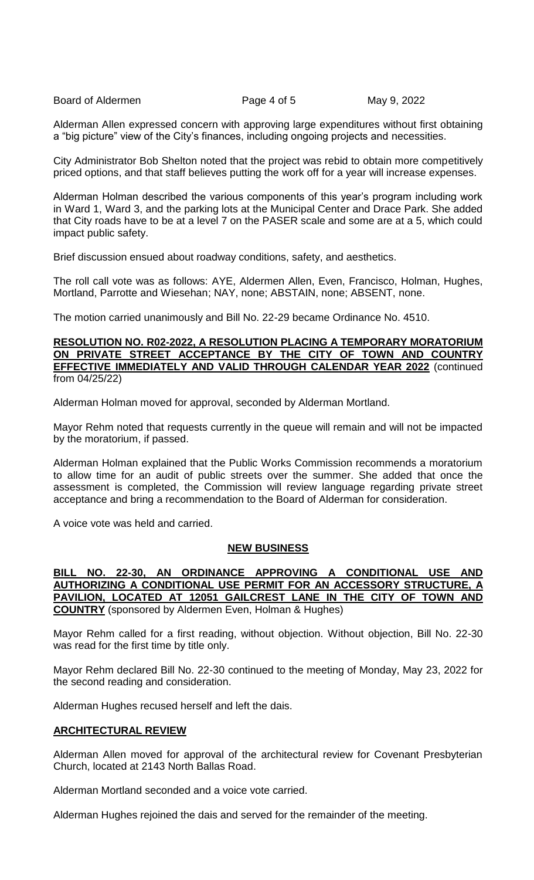Alderman Allen expressed concern with approving large expenditures without first obtaining a "big picture" view of the City's finances, including ongoing projects and necessities.

City Administrator Bob Shelton noted that the project was rebid to obtain more competitively priced options, and that staff believes putting the work off for a year will increase expenses.

Alderman Holman described the various components of this year's program including work in Ward 1, Ward 3, and the parking lots at the Municipal Center and Drace Park. She added that City roads have to be at a level 7 on the PASER scale and some are at a 5, which could impact public safety.

Brief discussion ensued about roadway conditions, safety, and aesthetics.

The roll call vote was as follows: AYE, Aldermen Allen, Even, Francisco, Holman, Hughes, Mortland, Parrotte and Wiesehan; NAY, none; ABSTAIN, none; ABSENT, none.

The motion carried unanimously and Bill No. 22-29 became Ordinance No. 4510.

**RESOLUTION NO. R02-2022, A RESOLUTION PLACING A TEMPORARY MORATORIUM ON PRIVATE STREET ACCEPTANCE BY THE CITY OF TOWN AND COUNTRY EFFECTIVE IMMEDIATELY AND VALID THROUGH CALENDAR YEAR 2022** (continued from 04/25/22)

Alderman Holman moved for approval, seconded by Alderman Mortland.

Mayor Rehm noted that requests currently in the queue will remain and will not be impacted by the moratorium, if passed.

Alderman Holman explained that the Public Works Commission recommends a moratorium to allow time for an audit of public streets over the summer. She added that once the assessment is completed, the Commission will review language regarding private street acceptance and bring a recommendation to the Board of Alderman for consideration.

A voice vote was held and carried.

## NEW BUSINESS

**BILL NO. 22-30, AN ORDINANCE APPROVING A CONDITIONAL USE AND AUTHORIZING A CONDITIONAL USE PERMIT FOR AN ACCESSORY STRUCTURE, A PAVILION, LOCATED AT 12051 GAILCREST LANE IN THE CITY OF TOWN AND COUNTRY** (sponsored by Aldermen Even, Holman & Hughes)

Mayor Rehm called for a first reading, without objection. Without objection, Bill No. 22-30 was read for the first time by title only.

Mayor Rehm declared Bill No. 22-30 continued to the meeting of Monday, May 23, 2022 for the second reading and consideration.

Alderman Hughes recused herself and left the dais.

## ARCHITECTURAL REVIEW

Alderman Allen moved for approval of the architectural review for Covenant Presbyterian Church, located at 2143 North Ballas Road.

Alderman Mortland seconded and a voice vote carried.

Alderman Hughes rejoined the dais and served for the remainder of the meeting.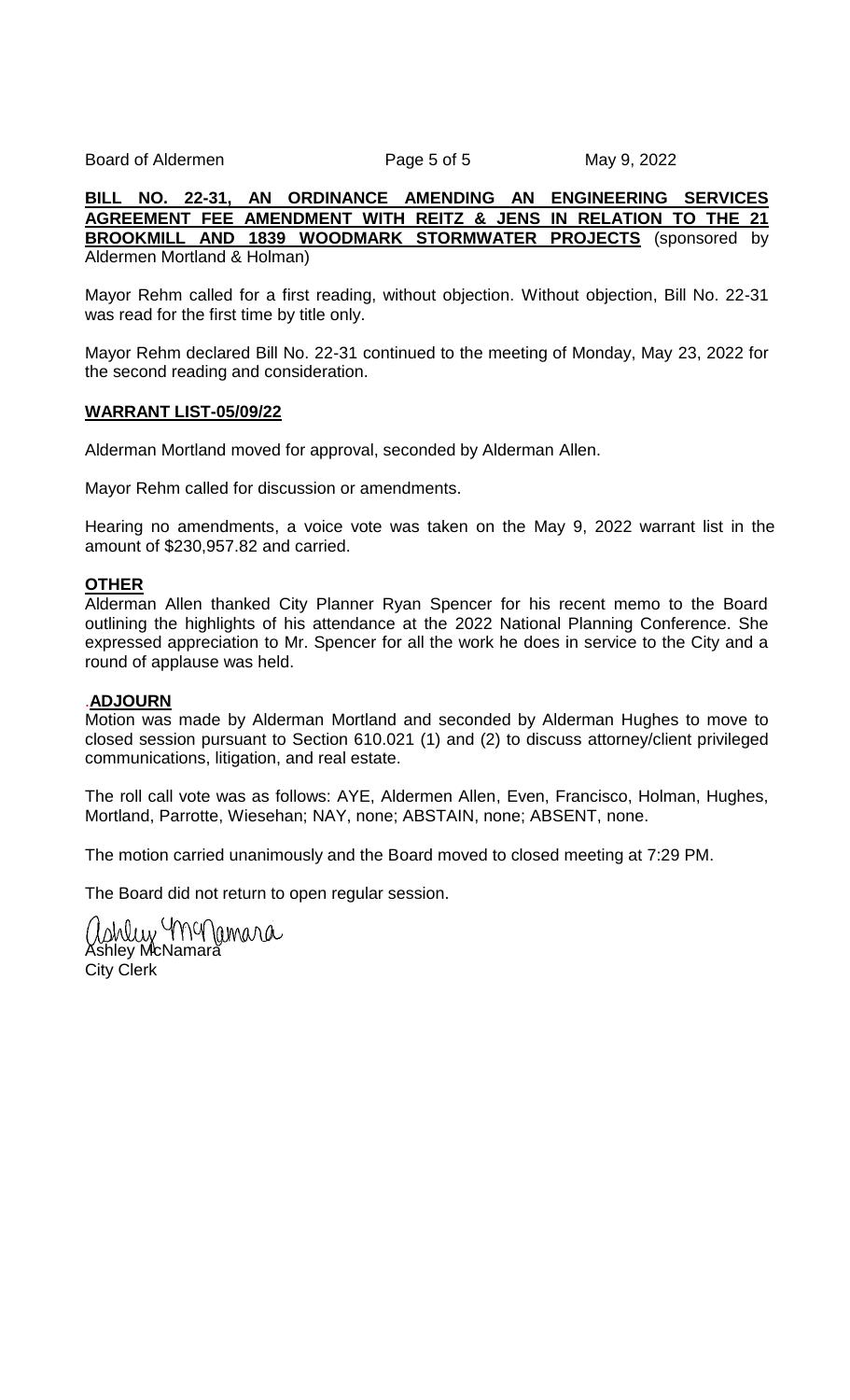**BILL NO. 22-31, AN ORDINANCE AMENDING AN ENGINEERING SERVICES AGREEMENT FEE AMENDMENT WITH REITZ & JENS IN RELATION TO THE 21 BROOKMILL AND 1839 WOODMARK STORMWATER PROJECTS** (sponsored by Aldermen Mortland & Holman)

Mayor Rehm called for a first reading, without objection. Without objection, Bill No. 22-31 was read for the first time by title only.

Mayor Rehm declared Bill No. 22-31 continued to the meeting of Monday, May 23, 2022 for the second reading and consideration.

**WARRANT LIST-05/09/22**

Alderman Mortland moved for approval, seconded by Alderman Allen.

Mayor Rehm called for discussion or amendments.

Hearing no amendments, a voice vote was taken on the May 9, 2022 warrant list in the amount of $230,957.82 and carried.

**OTHER**

Alderman Allen thanked City Planner Ryan Spencer for his recent memo to the Board outlining the highlights of his attendance at the 2022 National Planning Conference. She expressed appreciation to Mr. Spencer for all the work he does in service to the City and a round of applause was held.

.**ADJOURN**

Motion was made by Alderman Mortland and seconded by Alderman Hughes to move to closed session pursuant to Section 610.021 (1) and (2) to discuss attorney/client privileged communications, litigation, and real estate.

The roll call vote was as follows: AYE, Aldermen Allen, Even, Francisco, Holman, Hughes, Mortland, Parrotte, Wiesehan; NAY, none; ABSTAIN, none; ABSENT, none.

The motion carried unanimously and the Board moved to closed meeting at 7:29 PM.

The Board did not return to open regular session.

Ashley McNamara
City Clerk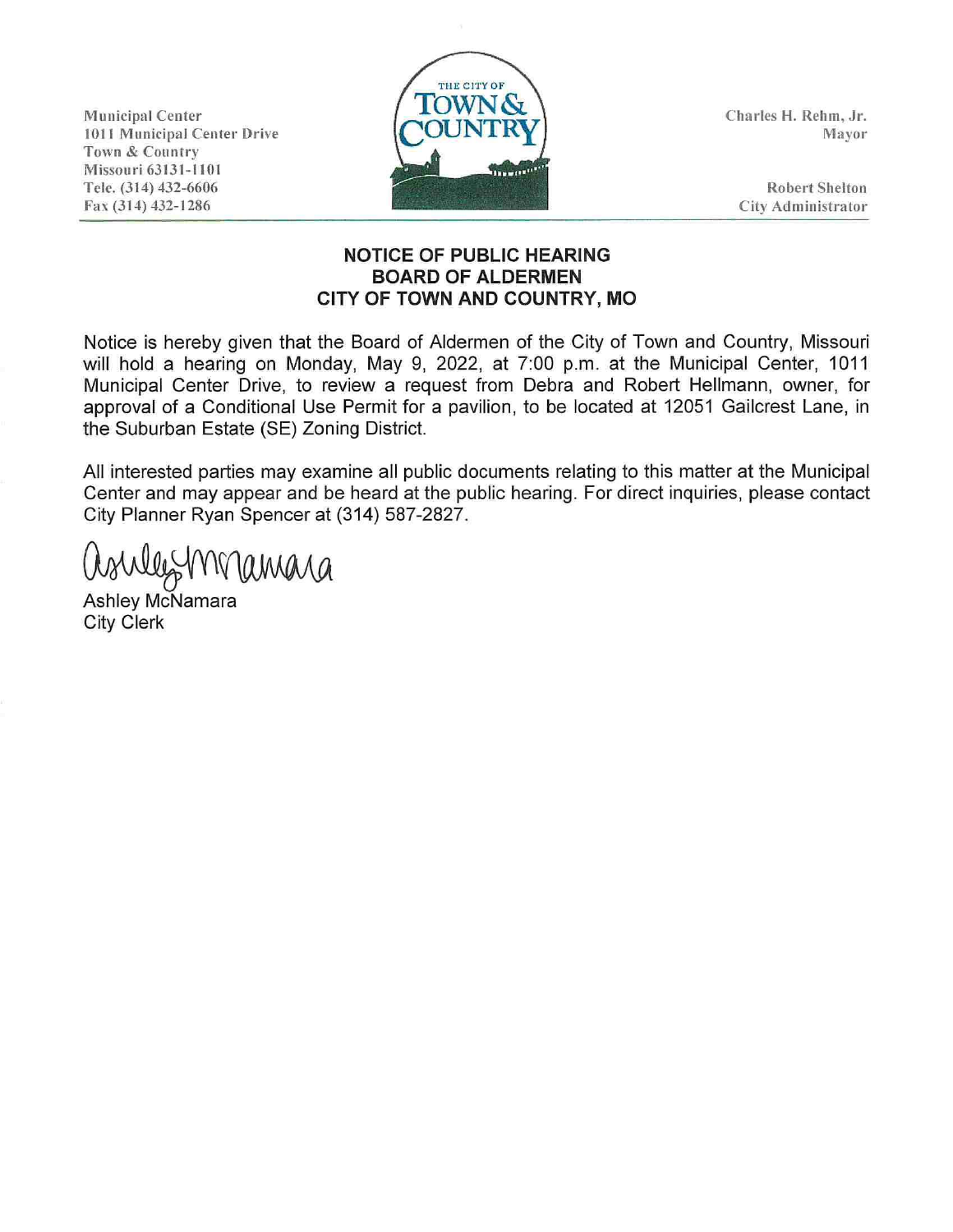Municipal Center
1011 Municipal Center Drive
Town & Country
Missouri 63131-1101
Tele. (314) 432-6606
Fax (314) 432-1286

THE CITY OF TOWN & COUNTRY

Charles H. Rehm, Jr.
Mayor

Robert Shelton
City Administrator

**NOTICE OF PUBLIC HEARING**
**BOARD OF ALDERMEN**
**CITY OF TOWN AND COUNTRY, MO**

Notice is hereby given that the Board of Aldermen of the City of Town and Country, Missouri will hold a hearing on Monday, May 9, 2022, at 7:00 p.m. at the Municipal Center, 1011 Municipal Center Drive, to review a request from Debra and Robert Hellmann, owner, for approval of a Conditional Use Permit for a pavilion, to be located at 12051 Gailcrest Lane, in the Suburban Estate (SE) Zoning District.

All interested parties may examine all public documents relating to this matter at the Municipal Center and may appear and be heard at the public hearing. For direct inquiries, please contact City Planner Ryan Spencer at (314) 587-2827.

Ashley McNamara
City Clerk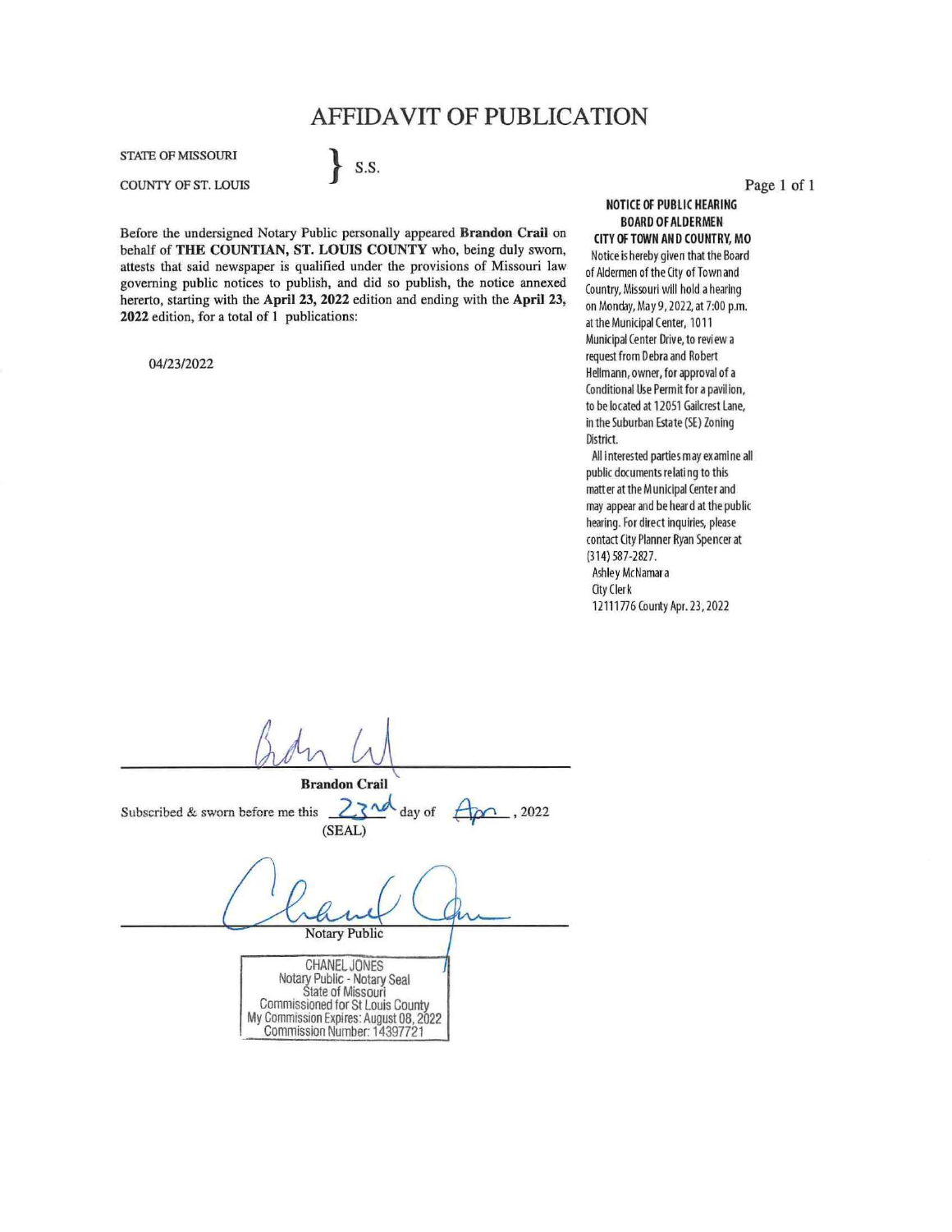# AFFIDAVIT OF PUBLICATION

STATE OF MISSOURI
COUNTY OF ST. LOUIS
} S.S.

Before the undersigned Notary Public personally appeared **Brandon Crail** on behalf of **THE COUNTIAN, ST. LOUIS COUNTY** who, being duly sworn, attests that said newspaper is qualified under the provisions of Missouri law governing public notices to publish, and did so publish, the notice annexed hererto, starting with the **April 23, 2022** edition and ending with the **April 23, 2022** edition, for a total of 1 publications:

04/23/2022

**NOTICE OF PUBLIC HEARING**
**BOARD OF ALDERMEN**
**CITY OF TOWN AND COUNTRY, MO**

Notice is hereby given that the Board of Aldermen of the City of Town and Country, Missouri will hold a hearing on Monday, May 9, 2022, at 7:00 p.m. at the Municipal Center, 1011 Municipal Center Drive, to review a request from Debra and Robert Hellmann, owner, for approval of a Conditional Use Permit for a pavilion, to be located at 12051 Gailcrest Lane, in the Suburban Estate (SE) Zoning District.

All interested parties may examine all public documents relating to this matter at the Municipal Center and may appear and be heard at the public hearing. For direct inquiries, please contact City Planner Ryan Spencer at (314) 587-2827.

Ashley McNamara
City Clerk
12111776 County Apr. 23, 2022

**Brandon Crail**

Subscribed & sworn before me this 23rd day of Apr, 2022
(SEAL)

Notary Public

CHANEL JONES
Notary Public - Notary Seal
State of Missouri
Commissioned for St Louis County
My Commission Expires: August 08, 2022
Commission Number: 14397721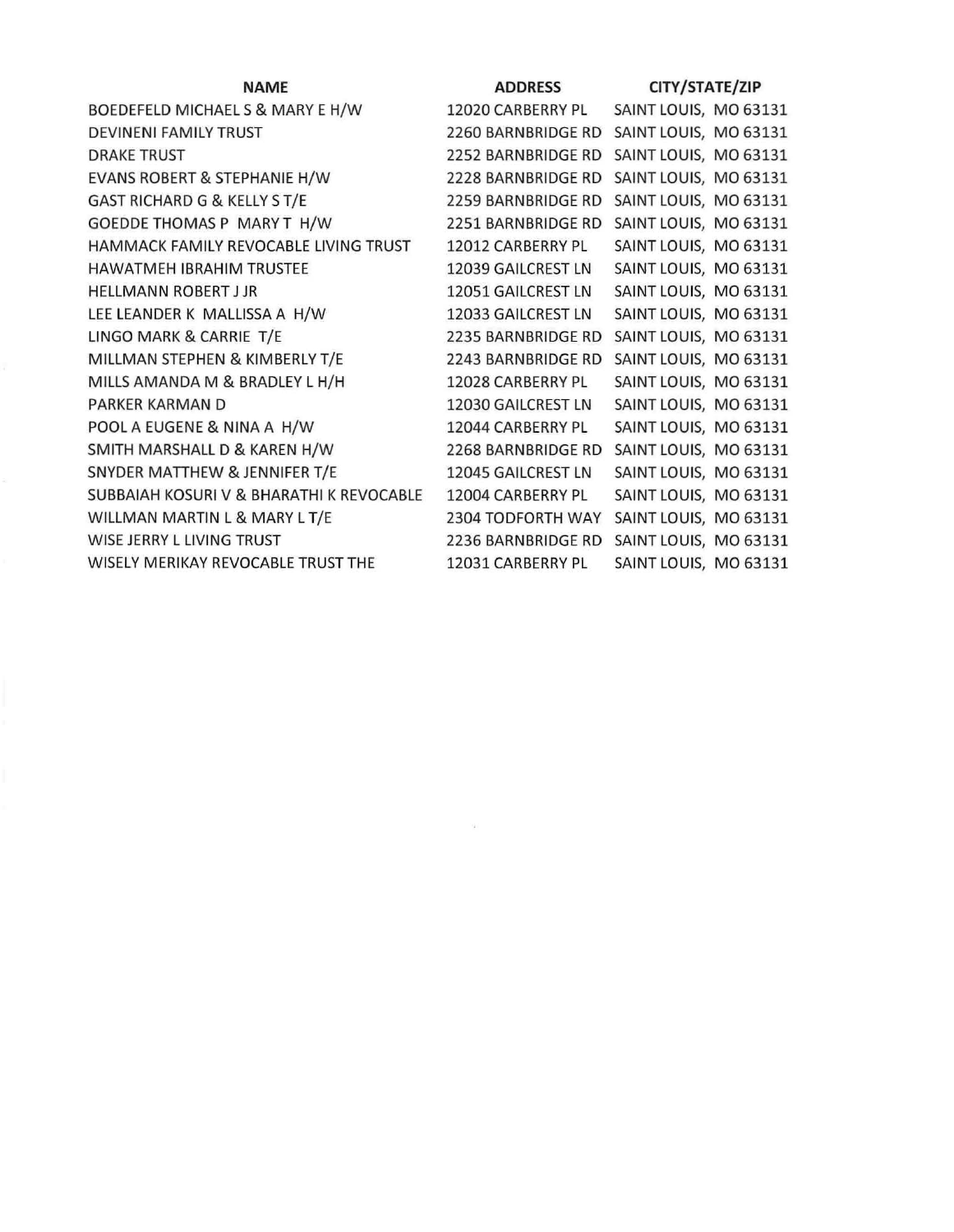| NAME | ADDRESS | CITY/STATE/ZIP |
|---|---|---|
| BOEDEFELD MICHAEL S & MARY E H/W | 12020 CARBERRY PL | SAINT LOUIS, MO 63131 |
| DEVINENI FAMILY TRUST | 2260 BARNBRIDGE RD | SAINT LOUIS, MO 63131 |
| DRAKE TRUST | 2252 BARNBRIDGE RD | SAINT LOUIS, MO 63131 |
| EVANS ROBERT & STEPHANIE H/W | 2228 BARNBRIDGE RD | SAINT LOUIS, MO 63131 |
| GAST RICHARD G & KELLY S T/E | 2259 BARNBRIDGE RD | SAINT LOUIS, MO 63131 |
| GOEDDE THOMAS P MARY T H/W | 2251 BARNBRIDGE RD | SAINT LOUIS, MO 63131 |
| HAMMACK FAMILY REVOCABLE LIVING TRUST | 12012 CARBERRY PL | SAINT LOUIS, MO 63131 |
| HAWATMEH IBRAHIM TRUSTEE | 12039 GAILCREST LN | SAINT LOUIS, MO 63131 |
| HELLMANN ROBERT J JR | 12051 GAILCREST LN | SAINT LOUIS, MO 63131 |
| LEE LEANDER K MALLISSA A H/W | 12033 GAILCREST LN | SAINT LOUIS, MO 63131 |
| LINGO MARK & CARRIE T/E | 2235 BARNBRIDGE RD | SAINT LOUIS, MO 63131 |
| MILLMAN STEPHEN & KIMBERLY T/E | 2243 BARNBRIDGE RD | SAINT LOUIS, MO 63131 |
| MILLS AMANDA M & BRADLEY L H/H | 12028 CARBERRY PL | SAINT LOUIS, MO 63131 |
| PARKER KARMAN D | 12030 GAILCREST LN | SAINT LOUIS, MO 63131 |
| POOL A EUGENE & NINA A H/W | 12044 CARBERRY PL | SAINT LOUIS, MO 63131 |
| SMITH MARSHALL D & KAREN H/W | 2268 BARNBRIDGE RD | SAINT LOUIS, MO 63131 |
| SNYDER MATTHEW & JENNIFER T/E | 12045 GAILCREST LN | SAINT LOUIS, MO 63131 |
| SUBBAIAH KOSURI V & BHARATHI K REVOCABLE | 12004 CARBERRY PL | SAINT LOUIS, MO 63131 |
| WILLMAN MARTIN L & MARY L T/E | 2304 TODFORTH WAY | SAINT LOUIS, MO 63131 |
| WISE JERRY L LIVING TRUST | 2236 BARNBRIDGE RD | SAINT LOUIS, MO 63131 |
| WISELY MERIKAY REVOCABLE TRUST THE | 12031 CARBERRY PL | SAINT LOUIS, MO 63131 |